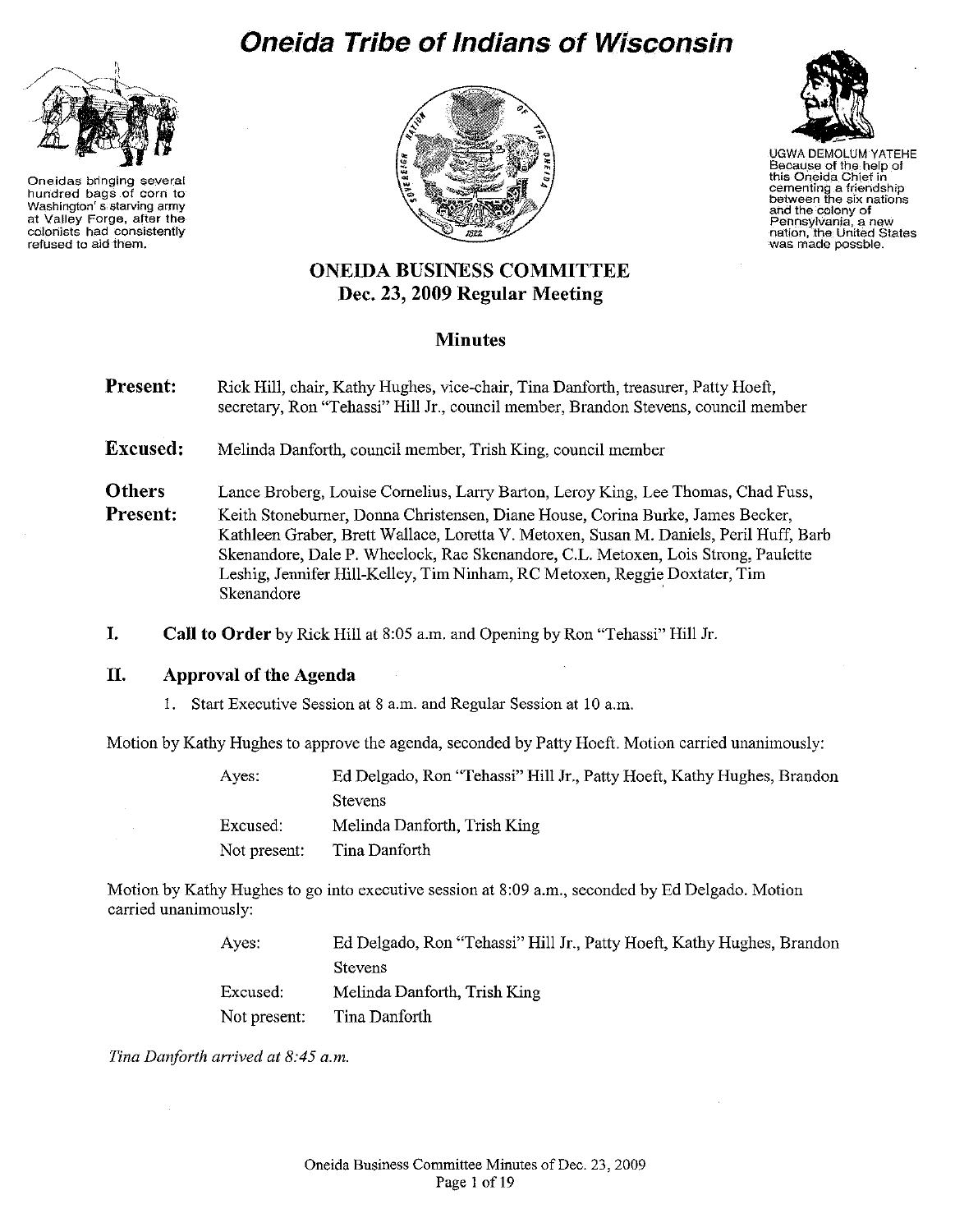# Oneida Tribe of Indians of Wisconsin

Oneidas bringing several hundred bags of corn to Washington's starving army at Valley Forge, after the colonists had consistently refused to aid them.

UGWA DEMOLUM YATEHE
Because of the help of this Oneida Chief in cementing a friendship between the six nations and the colony of Pennsylvania, a new nation, the United States was made possble.

## ONEIDA BUSINESS COMMITTEE
## Dec. 23, 2009 Regular Meeting

### Minutes

**Present:** Rick Hill, chair, Kathy Hughes, vice-chair, Tina Danforth, treasurer, Patty Hoeft, secretary, Ron "Tehassi" Hill Jr., council member, Brandon Stevens, council member

**Excused:** Melinda Danforth, council member, Trish King, council member

**Others Present:** Lance Broberg, Louise Cornelius, Larry Barton, Leroy King, Lee Thomas, Chad Fuss, Keith Stoneburner, Donna Christensen, Diane House, Corina Burke, James Becker, Kathleen Graber, Brett Wallace, Loretta V. Metoxen, Susan M. Daniels, Peril Huff, Barb Skenandore, Dale P. Wheelock, Rae Skenandore, C.L. Metoxen, Lois Strong, Paulette Leshig, Jennifer Hill-Kelley, Tim Ninham, RC Metoxen, Reggie Doxtater, Tim Skenandore

## I. Call to Order by Rick Hill at 8:05 a.m. and Opening by Ron "Tehassi" Hill Jr.

## II. Approval of the Agenda

1. Start Executive Session at 8 a.m. and Regular Session at 10 a.m.

Motion by Kathy Hughes to approve the agenda, seconded by Patty Hoeft. Motion carried unanimously:

| | |
|---|---|
| Ayes: | Ed Delgado, Ron "Tehassi" Hill Jr., Patty Hoeft, Kathy Hughes, Brandon Stevens |
| Excused: | Melinda Danforth, Trish King |
| Not present: | Tina Danforth |

Motion by Kathy Hughes to go into executive session at 8:09 a.m., seconded by Ed Delgado. Motion carried unanimously:

| | |
|---|---|
| Ayes: | Ed Delgado, Ron "Tehassi" Hill Jr., Patty Hoeft, Kathy Hughes, Brandon Stevens |
| Excused: | Melinda Danforth, Trish King |
| Not present: | Tina Danforth |

*Tina Danforth arrived at 8:45 a.m.*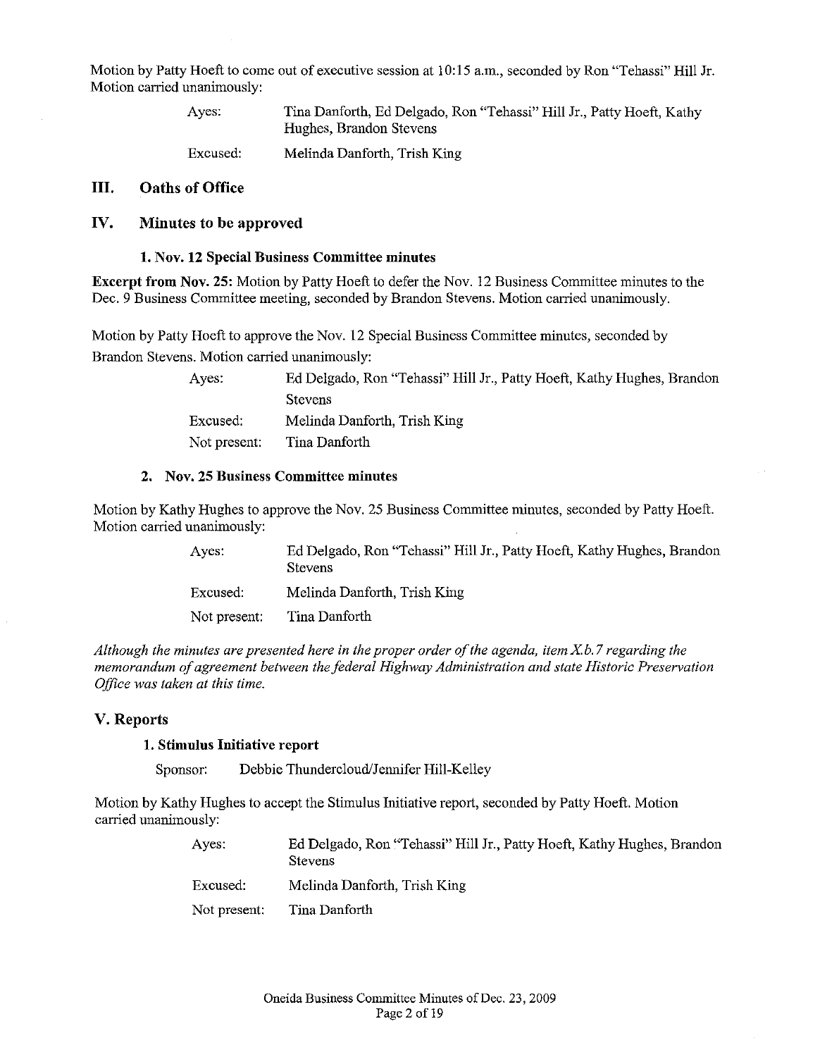Motion by Patty Hoeft to come out of executive session at 10:15 a.m., seconded by Ron "Tehassi" Hill Jr. Motion carried unanimously:

| | |
|---|---|
| Ayes: | Tina Danforth, Ed Delgado, Ron "Tehassi" Hill Jr., Patty Hoeft, Kathy Hughes, Brandon Stevens |
| Excused: | Melinda Danforth, Trish King |

## III. Oaths of Office

## IV. Minutes to be approved

### 1. Nov. 12 Special Business Committee minutes

**Excerpt from Nov. 25:** Motion by Patty Hoeft to defer the Nov. 12 Business Committee minutes to the Dec. 9 Business Committee meeting, seconded by Brandon Stevens. Motion carried unanimously.

Motion by Patty Hoeft to approve the Nov. 12 Special Business Committee minutes, seconded by Brandon Stevens. Motion carried unanimously:

| | |
|---|---|
| Ayes: | Ed Delgado, Ron "Tehassi" Hill Jr., Patty Hoeft, Kathy Hughes, Brandon Stevens |
| Excused: | Melinda Danforth, Trish King |
| Not present: | Tina Danforth |

### 2. Nov. 25 Business Committee minutes

Motion by Kathy Hughes to approve the Nov. 25 Business Committee minutes, seconded by Patty Hoeft. Motion carried unanimously:

| | |
|---|---|
| Ayes: | Ed Delgado, Ron "Tehassi" Hill Jr., Patty Hoeft, Kathy Hughes, Brandon Stevens |
| Excused: | Melinda Danforth, Trish King |
| Not present: | Tina Danforth |

*Although the minutes are presented here in the proper order of the agenda, item X.b.7 regarding the memorandum of agreement between the federal Highway Administration and state Historic Preservation Office was taken at this time.*

## V. Reports

### 1. Stimulus Initiative report

Sponsor: Debbie Thundercloud/Jennifer Hill-Kelley

Motion by Kathy Hughes to accept the Stimulus Initiative report, seconded by Patty Hoeft. Motion carried unanimously:

| | |
|---|---|
| Ayes: | Ed Delgado, Ron "Tehassi" Hill Jr., Patty Hoeft, Kathy Hughes, Brandon Stevens |
| Excused: | Melinda Danforth, Trish King |
| Not present: | Tina Danforth |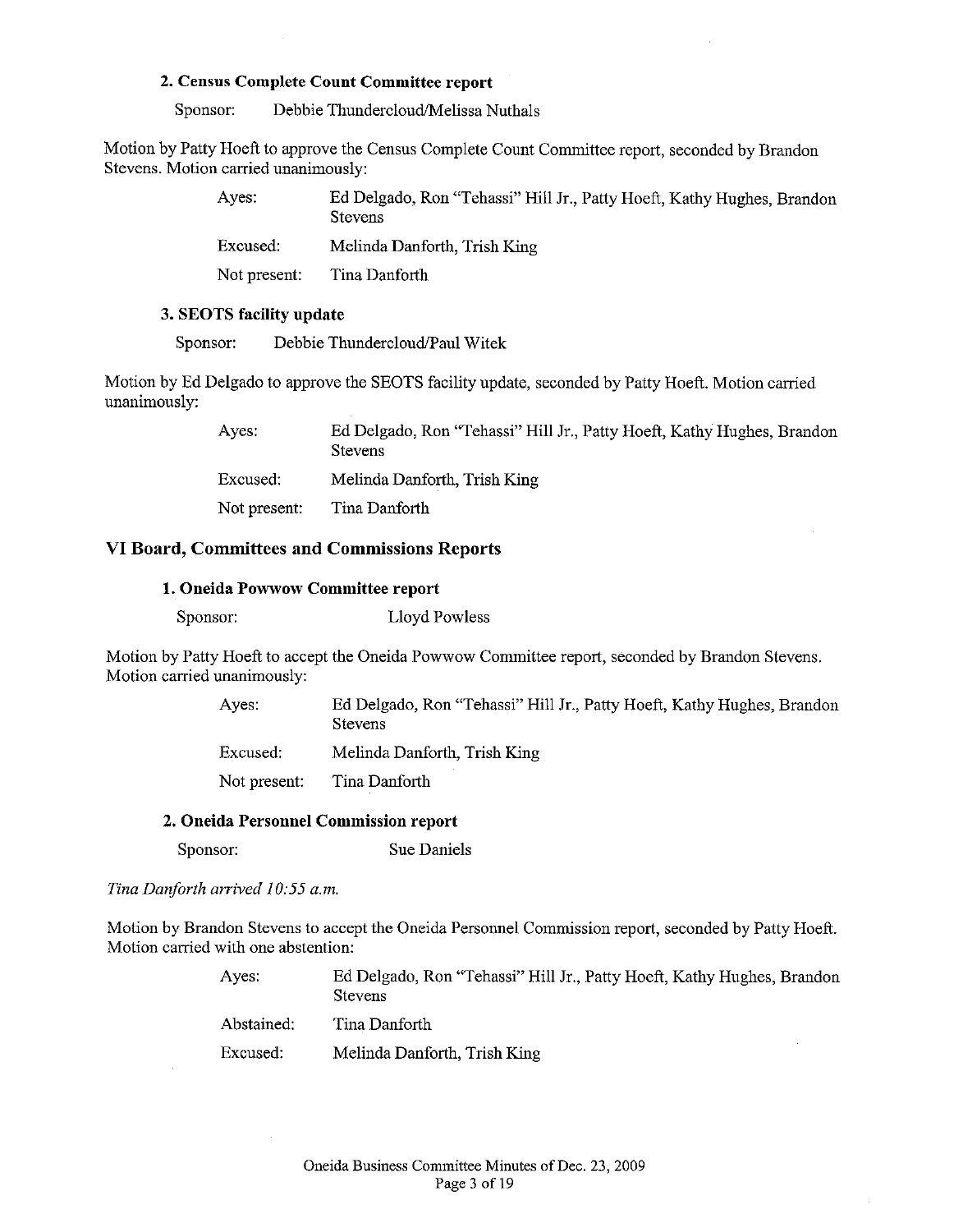### 2. Census Complete Count Committee report

Sponsor: Debbie Thundercloud/Melissa Nuthals

Motion by Patty Hoeft to approve the Census Complete Count Committee report, seconded by Brandon Stevens. Motion carried unanimously:

| | |
|---|---|
| Ayes: | Ed Delgado, Ron "Tehassi" Hill Jr., Patty Hoeft, Kathy Hughes, Brandon Stevens |
| Excused: | Melinda Danforth, Trish King |
| Not present: | Tina Danforth |

### 3. SEOTS facility update

Sponsor: Debbie Thundercloud/Paul Witek

Motion by Ed Delgado to approve the SEOTS facility update, seconded by Patty Hoeft. Motion carried unanimously:

| | |
|---|---|
| Ayes: | Ed Delgado, Ron "Tehassi" Hill Jr., Patty Hoeft, Kathy Hughes, Brandon Stevens |
| Excused: | Melinda Danforth, Trish King |
| Not present: | Tina Danforth |

## VI Board, Committees and Commissions Reports

### 1. Oneida Powwow Committee report

Sponsor: Lloyd Powless

Motion by Patty Hoeft to accept the Oneida Powwow Committee report, seconded by Brandon Stevens. Motion carried unanimously:

| | |
|---|---|
| Ayes: | Ed Delgado, Ron "Tehassi" Hill Jr., Patty Hoeft, Kathy Hughes, Brandon Stevens |
| Excused: | Melinda Danforth, Trish King |
| Not present: | Tina Danforth |

### 2. Oneida Personnel Commission report

Sponsor: Sue Daniels

*Tina Danforth arrived 10:55 a.m.*

Motion by Brandon Stevens to accept the Oneida Personnel Commission report, seconded by Patty Hoeft. Motion carried with one abstention:

| | |
|---|---|
| Ayes: | Ed Delgado, Ron "Tehassi" Hill Jr., Patty Hoeft, Kathy Hughes, Brandon Stevens |
| Abstained: | Tina Danforth |
| Excused: | Melinda Danforth, Trish King |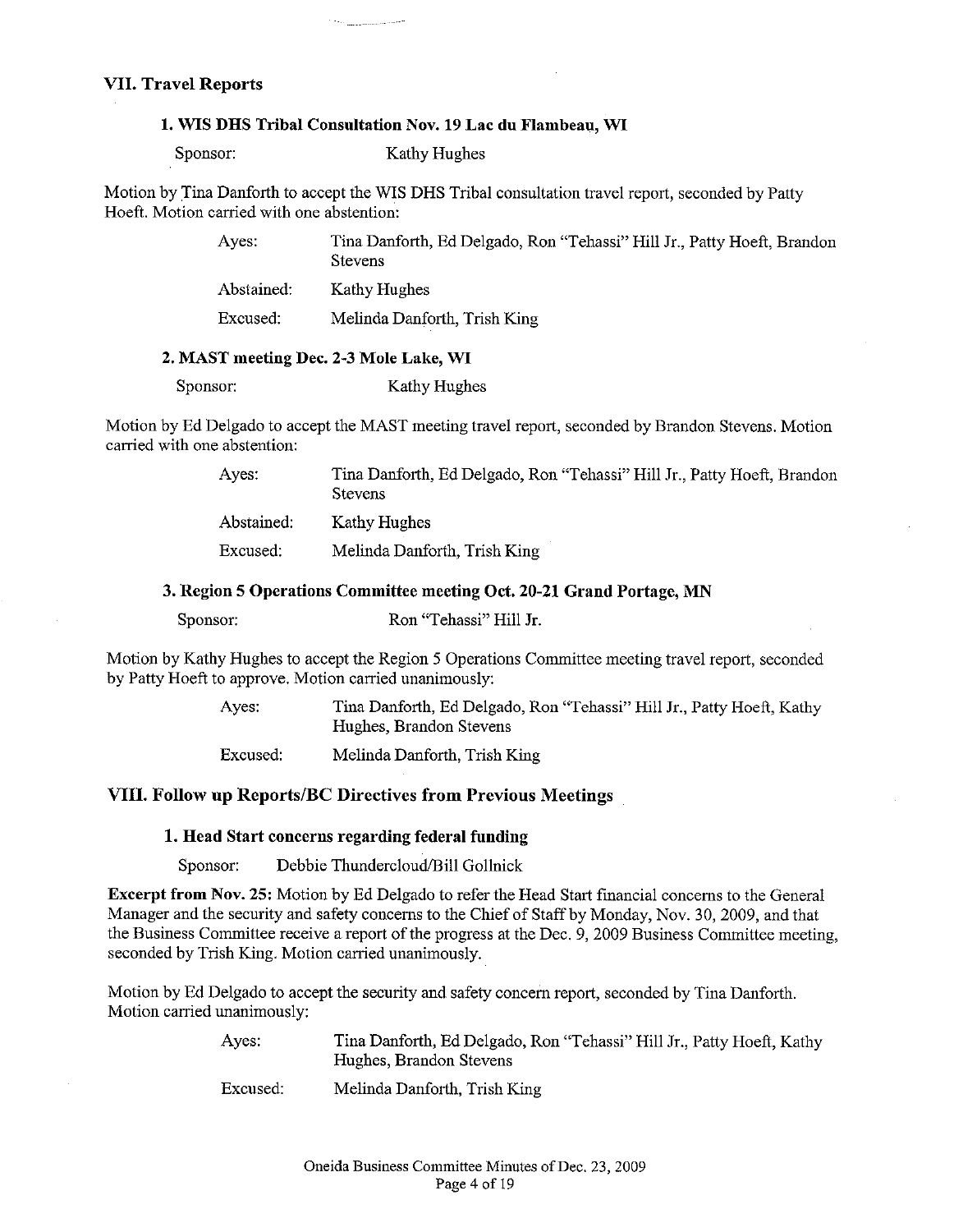## VII. Travel Reports

### 1. WIS DHS Tribal Consultation Nov. 19 Lac du Flambeau, WI

Sponsor: Kathy Hughes

Motion by Tina Danforth to accept the WIS DHS Tribal consultation travel report, seconded by Patty Hoeft. Motion carried with one abstention:

| | |
|---|---|
| Ayes: | Tina Danforth, Ed Delgado, Ron "Tehassi" Hill Jr., Patty Hoeft, Brandon Stevens |
| Abstained: | Kathy Hughes |
| Excused: | Melinda Danforth, Trish King |

### 2. MAST meeting Dec. 2-3 Mole Lake, WI

Sponsor: Kathy Hughes

Motion by Ed Delgado to accept the MAST meeting travel report, seconded by Brandon Stevens. Motion carried with one abstention:

| | |
|---|---|
| Ayes: | Tina Danforth, Ed Delgado, Ron "Tehassi" Hill Jr., Patty Hoeft, Brandon Stevens |
| Abstained: | Kathy Hughes |
| Excused: | Melinda Danforth, Trish King |

### 3. Region 5 Operations Committee meeting Oct. 20-21 Grand Portage, MN

Sponsor: Ron "Tehassi" Hill Jr.

Motion by Kathy Hughes to accept the Region 5 Operations Committee meeting travel report, seconded by Patty Hoeft to approve. Motion carried unanimously:

| | |
|---|---|
| Ayes: | Tina Danforth, Ed Delgado, Ron "Tehassi" Hill Jr., Patty Hoeft, Kathy Hughes, Brandon Stevens |
| Excused: | Melinda Danforth, Trish King |

## VIII. Follow up Reports/BC Directives from Previous Meetings

### 1. Head Start concerns regarding federal funding

Sponsor: Debbie Thundercloud/Bill Gollnick

**Excerpt from Nov. 25:** Motion by Ed Delgado to refer the Head Start financial concerns to the General Manager and the security and safety concerns to the Chief of Staff by Monday, Nov. 30, 2009, and that the Business Committee receive a report of the progress at the Dec. 9, 2009 Business Committee meeting, seconded by Trish King. Motion carried unanimously.

Motion by Ed Delgado to accept the security and safety concern report, seconded by Tina Danforth. Motion carried unanimously:

| | |
|---|---|
| Ayes: | Tina Danforth, Ed Delgado, Ron "Tehassi" Hill Jr., Patty Hoeft, Kathy Hughes, Brandon Stevens |
| Excused: | Melinda Danforth, Trish King |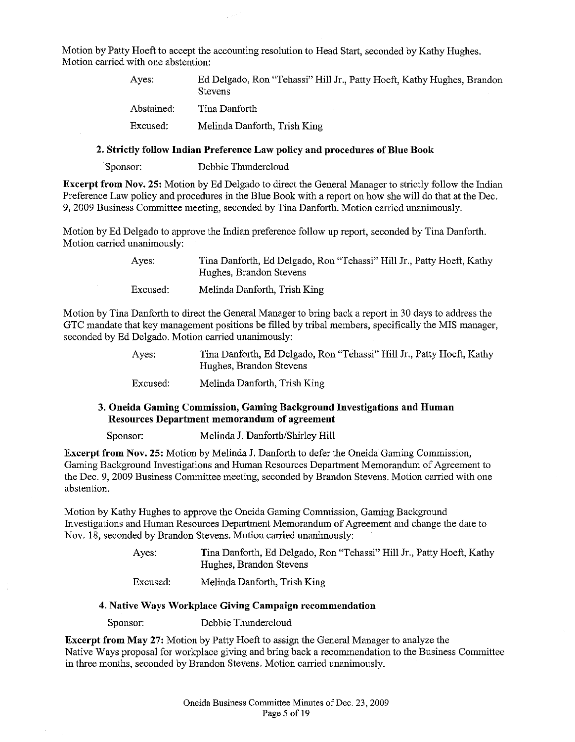Motion by Patty Hoeft to accept the accounting resolution to Head Start, seconded by Kathy Hughes. Motion carried with one abstention:

| | |
|---|---|
| Ayes: | Ed Delgado, Ron "Tehassi" Hill Jr., Patty Hoeft, Kathy Hughes, Brandon Stevens |
| Abstained: | Tina Danforth |
| Excused: | Melinda Danforth, Trish King |

### 2. Strictly follow Indian Preference Law policy and procedures of Blue Book

Sponsor: Debbie Thundercloud

**Excerpt from Nov. 25:** Motion by Ed Delgado to direct the General Manager to strictly follow the Indian Preference Law policy and procedures in the Blue Book with a report on how she will do that at the Dec. 9, 2009 Business Committee meeting, seconded by Tina Danforth. Motion carried unanimously.

Motion by Ed Delgado to approve the Indian preference follow up report, seconded by Tina Danforth. Motion carried unanimously:

| | |
|---|---|
| Ayes: | Tina Danforth, Ed Delgado, Ron "Tehassi" Hill Jr., Patty Hoeft, Kathy Hughes, Brandon Stevens |
| Excused: | Melinda Danforth, Trish King |

Motion by Tina Danforth to direct the General Manager to bring back a report in 30 days to address the GTC mandate that key management positions be filled by tribal members, specifically the MIS manager, seconded by Ed Delgado. Motion carried unanimously:

| | |
|---|---|
| Ayes: | Tina Danforth, Ed Delgado, Ron "Tehassi" Hill Jr., Patty Hoeft, Kathy Hughes, Brandon Stevens |
| Excused: | Melinda Danforth, Trish King |

### 3. Oneida Gaming Commission, Gaming Background Investigations and Human Resources Department memorandum of agreement

Sponsor: Melinda J. Danforth/Shirley Hill

**Excerpt from Nov. 25:** Motion by Melinda J. Danforth to defer the Oneida Gaming Commission, Gaming Background Investigations and Human Resources Department Memorandum of Agreement to the Dec. 9, 2009 Business Committee meeting, seconded by Brandon Stevens. Motion carried with one abstention.

Motion by Kathy Hughes to approve the Oneida Gaming Commission, Gaming Background Investigations and Human Resources Department Memorandum of Agreement and change the date to Nov. 18, seconded by Brandon Stevens. Motion carried unanimously:

| | |
|---|---|
| Ayes: | Tina Danforth, Ed Delgado, Ron "Tehassi" Hill Jr., Patty Hoeft, Kathy Hughes, Brandon Stevens |
| Excused: | Melinda Danforth, Trish King |

### 4. Native Ways Workplace Giving Campaign recommendation

Sponsor: Debbie Thundercloud

**Excerpt from May 27:** Motion by Patty Hoeft to assign the General Manager to analyze the Native Ways proposal for workplace giving and bring back a recommendation to the Business Committee in three months, seconded by Brandon Stevens. Motion carried unanimously.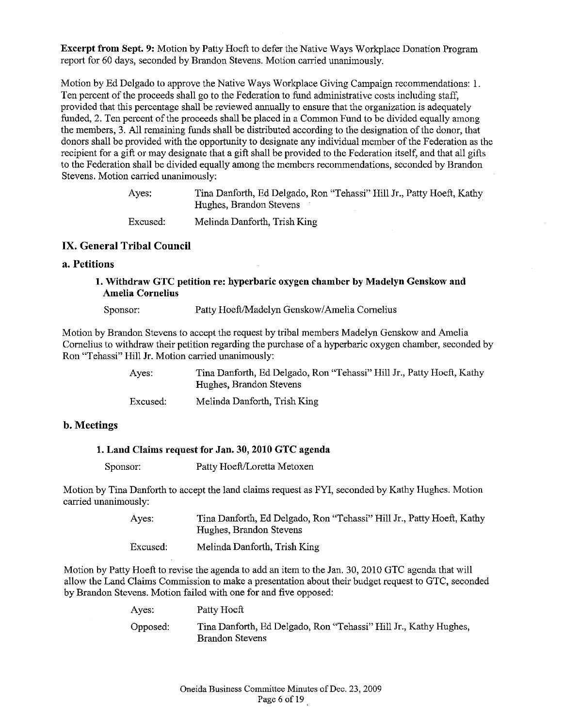**Excerpt from Sept. 9:** Motion by Patty Hoeft to defer the Native Ways Workplace Donation Program report for 60 days, seconded by Brandon Stevens. Motion carried unanimously.

Motion by Ed Delgado to approve the Native Ways Workplace Giving Campaign recommendations: 1. Ten percent of the proceeds shall go to the Federation to fund administrative costs including staff, provided that this percentage shall be reviewed annually to ensure that the organization is adequately funded, 2. Ten percent of the proceeds shall be placed in a Common Fund to be divided equally among the members, 3. All remaining funds shall be distributed according to the designation of the donor, that donors shall be provided with the opportunity to designate any individual member of the Federation as the recipient for a gift or may designate that a gift shall be provided to the Federation itself, and that all gifts to the Federation shall be divided equally among the members recommendations, seconded by Brandon Stevens. Motion carried unanimously:

Ayes: Tina Danforth, Ed Delgado, Ron "Tehassi" Hill Jr., Patty Hoeft, Kathy Hughes, Brandon Stevens

Excused: Melinda Danforth, Trish King

## IX. General Tribal Council

### a. Petitions

#### 1. Withdraw GTC petition re: hyperbaric oxygen chamber by Madelyn Genskow and Amelia Cornelius

Sponsor: Patty Hoeft/Madelyn Genskow/Amelia Cornelius

Motion by Brandon Stevens to accept the request by tribal members Madelyn Genskow and Amelia Cornelius to withdraw their petition regarding the purchase of a hyperbaric oxygen chamber, seconded by Ron "Tehassi" Hill Jr. Motion carried unanimously:

Ayes: Tina Danforth, Ed Delgado, Ron "Tehassi" Hill Jr., Patty Hoeft, Kathy Hughes, Brandon Stevens

Excused: Melinda Danforth, Trish King

### b. Meetings

#### 1. Land Claims request for Jan. 30, 2010 GTC agenda

Sponsor: Patty Hoeft/Loretta Metoxen

Motion by Tina Danforth to accept the land claims request as FYI, seconded by Kathy Hughes. Motion carried unanimously:

Ayes: Tina Danforth, Ed Delgado, Ron "Tehassi" Hill Jr., Patty Hoeft, Kathy Hughes, Brandon Stevens

Excused: Melinda Danforth, Trish King

Motion by Patty Hoeft to revise the agenda to add an item to the Jan. 30, 2010 GTC agenda that will allow the Land Claims Commission to make a presentation about their budget request to GTC, seconded by Brandon Stevens. Motion failed with one for and five opposed:

Ayes: Patty Hoeft

Opposed: Tina Danforth, Ed Delgado, Ron "Tehassi" Hill Jr., Kathy Hughes, Brandon Stevens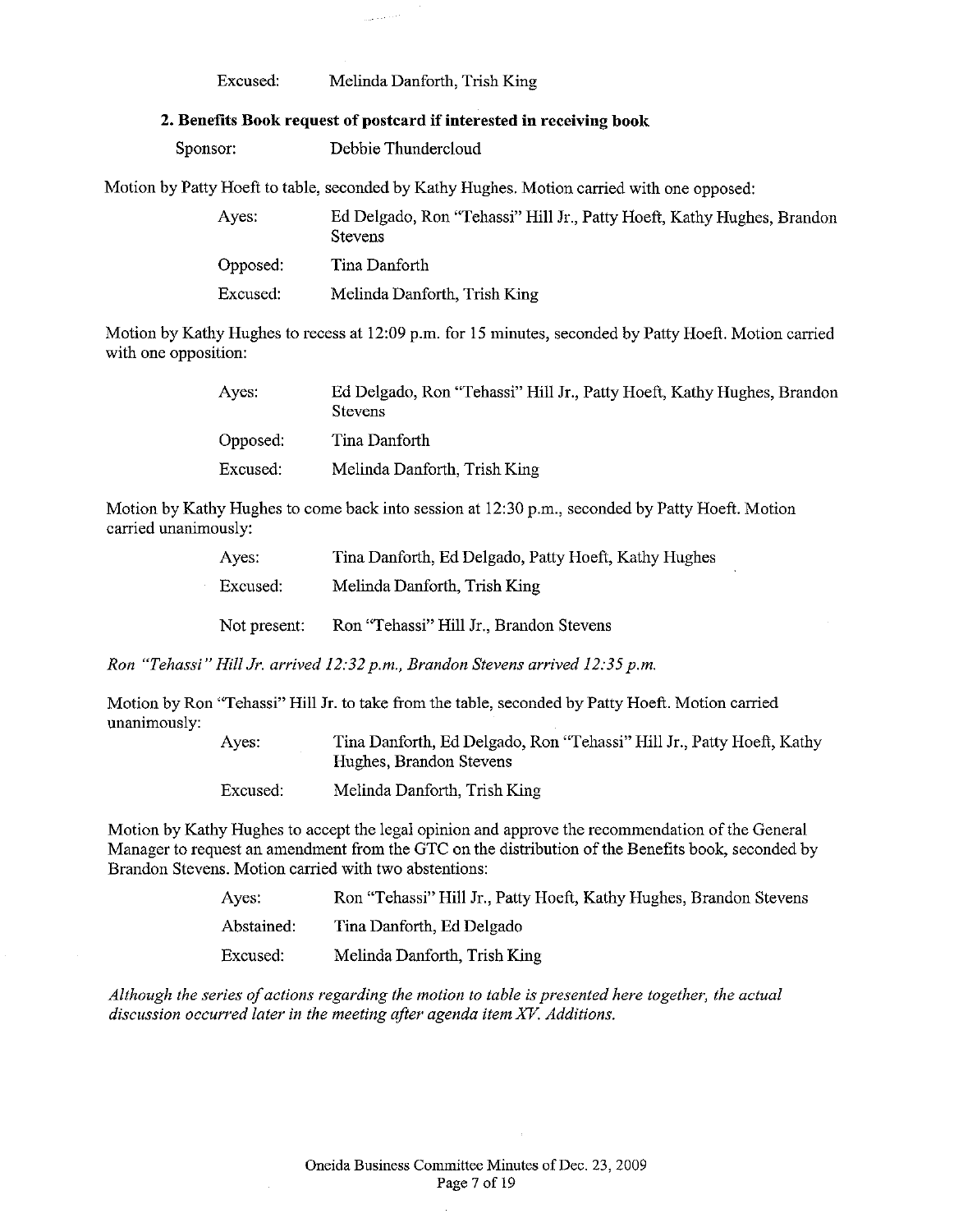Excused: Melinda Danforth, Trish King

**2. Benefits Book request of postcard if interested in receiving book**

Sponsor: Debbie Thundercloud

Motion by Patty Hoeft to table, seconded by Kathy Hughes. Motion carried with one opposed:

| | |
|---|---|
| Ayes: | Ed Delgado, Ron "Tehassi" Hill Jr., Patty Hoeft, Kathy Hughes, Brandon Stevens |
| Opposed: | Tina Danforth |
| Excused: | Melinda Danforth, Trish King |

Motion by Kathy Hughes to recess at 12:09 p.m. for 15 minutes, seconded by Patty Hoeft. Motion carried with one opposition:

| | |
|---|---|
| Ayes: | Ed Delgado, Ron "Tehassi" Hill Jr., Patty Hoeft, Kathy Hughes, Brandon Stevens |
| Opposed: | Tina Danforth |
| Excused: | Melinda Danforth, Trish King |

Motion by Kathy Hughes to come back into session at 12:30 p.m., seconded by Patty Hoeft. Motion carried unanimously:

| | |
|---|---|
| Ayes: | Tina Danforth, Ed Delgado, Patty Hoeft, Kathy Hughes |
| Excused: | Melinda Danforth, Trish King |
| Not present: | Ron "Tehassi" Hill Jr., Brandon Stevens |

*Ron "Tehassi" Hill Jr. arrived 12:32 p.m., Brandon Stevens arrived 12:35 p.m.*

Motion by Ron "Tehassi" Hill Jr. to take from the table, seconded by Patty Hoeft. Motion carried unanimously:

| | |
|---|---|
| Ayes: | Tina Danforth, Ed Delgado, Ron "Tehassi" Hill Jr., Patty Hoeft, Kathy Hughes, Brandon Stevens |
| Excused: | Melinda Danforth, Trish King |

Motion by Kathy Hughes to accept the legal opinion and approve the recommendation of the General Manager to request an amendment from the GTC on the distribution of the Benefits book, seconded by Brandon Stevens. Motion carried with two abstentions:

| | |
|---|---|
| Ayes: | Ron "Tehassi" Hill Jr., Patty Hoeft, Kathy Hughes, Brandon Stevens |
| Abstained: | Tina Danforth, Ed Delgado |
| Excused: | Melinda Danforth, Trish King |

*Although the series of actions regarding the motion to table is presented here together, the actual discussion occurred later in the meeting after agenda item XV. Additions.*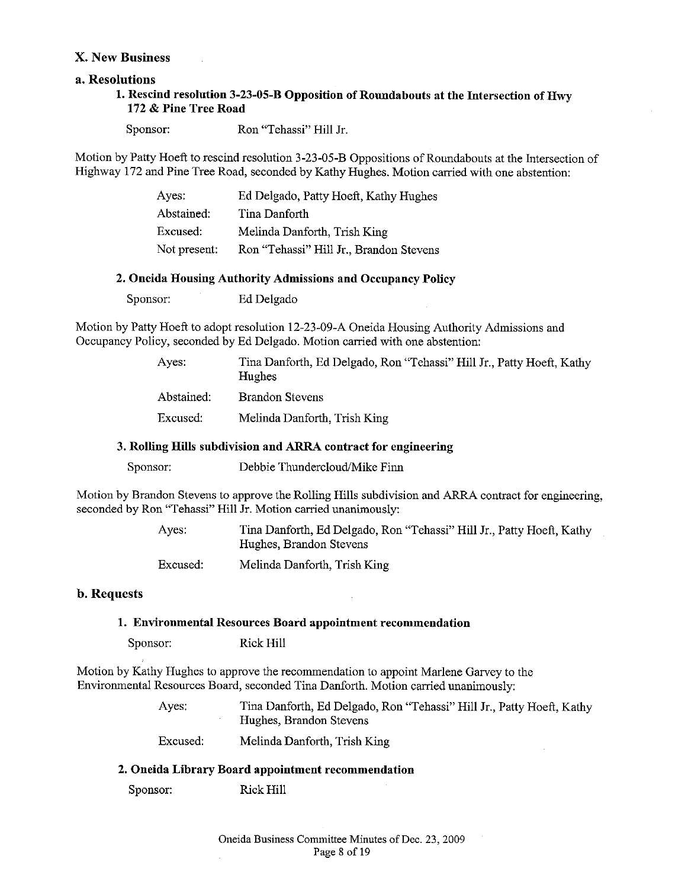## X. New Business

### a. Resolutions

#### 1. Rescind resolution 3-23-05-B Opposition of Roundabouts at the Intersection of Hwy 172 & Pine Tree Road

Sponsor: Ron "Tehassi" Hill Jr.

Motion by Patty Hoeft to rescind resolution 3-23-05-B Oppositions of Roundabouts at the Intersection of Highway 172 and Pine Tree Road, seconded by Kathy Hughes. Motion carried with one abstention:

| | |
|---|---|
| Ayes: | Ed Delgado, Patty Hoeft, Kathy Hughes |
| Abstained: | Tina Danforth |
| Excused: | Melinda Danforth, Trish King |
| Not present: | Ron "Tehassi" Hill Jr., Brandon Stevens |

#### 2. Oneida Housing Authority Admissions and Occupancy Policy

Sponsor: Ed Delgado

Motion by Patty Hoeft to adopt resolution 12-23-09-A Oneida Housing Authority Admissions and Occupancy Policy, seconded by Ed Delgado. Motion carried with one abstention:

| | |
|---|---|
| Ayes: | Tina Danforth, Ed Delgado, Ron "Tehassi" Hill Jr., Patty Hoeft, Kathy Hughes |
| Abstained: | Brandon Stevens |
| Excused: | Melinda Danforth, Trish King |

#### 3. Rolling Hills subdivision and ARRA contract for engineering

Sponsor: Debbie Thundercloud/Mike Finn

Motion by Brandon Stevens to approve the Rolling Hills subdivision and ARRA contract for engineering, seconded by Ron "Tehassi" Hill Jr. Motion carried unanimously:

| | |
|---|---|
| Ayes: | Tina Danforth, Ed Delgado, Ron "Tehassi" Hill Jr., Patty Hoeft, Kathy Hughes, Brandon Stevens |
| Excused: | Melinda Danforth, Trish King |

### b. Requests

#### 1. Environmental Resources Board appointment recommendation

Sponsor: Rick Hill

Motion by Kathy Hughes to approve the recommendation to appoint Marlene Garvey to the Environmental Resources Board, seconded Tina Danforth. Motion carried unanimously:

| | |
|---|---|
| Ayes: | Tina Danforth, Ed Delgado, Ron "Tehassi" Hill Jr., Patty Hoeft, Kathy Hughes, Brandon Stevens |
| Excused: | Melinda Danforth, Trish King |

#### 2. Oneida Library Board appointment recommendation

Sponsor: Rick Hill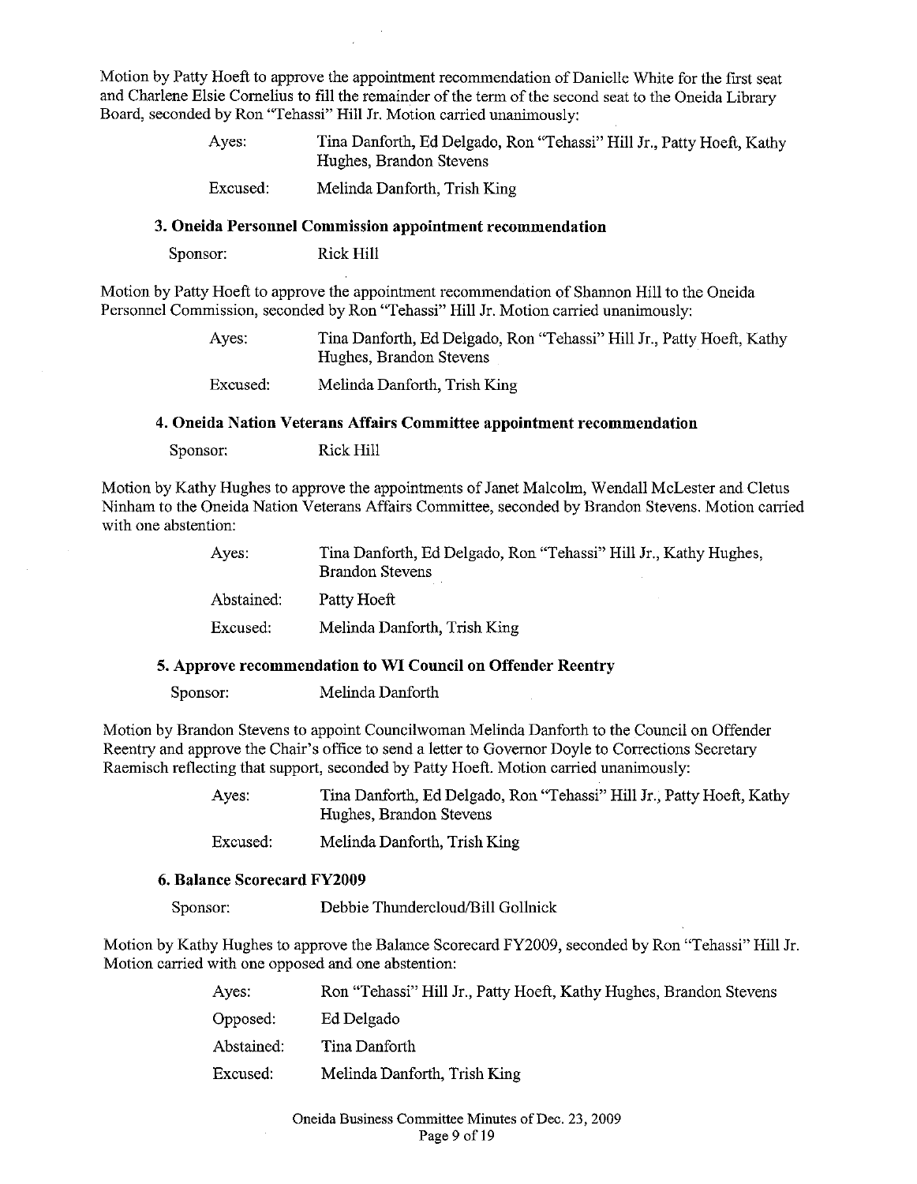Motion by Patty Hoeft to approve the appointment recommendation of Danielle White for the first seat and Charlene Elsie Cornelius to fill the remainder of the term of the second seat to the Oneida Library Board, seconded by Ron "Tehassi" Hill Jr. Motion carried unanimously:

| | |
|---|---|
| Ayes: | Tina Danforth, Ed Delgado, Ron "Tehassi" Hill Jr., Patty Hoeft, Kathy Hughes, Brandon Stevens |
| Excused: | Melinda Danforth, Trish King |

### 3. Oneida Personnel Commission appointment recommendation

Sponsor: Rick Hill

Motion by Patty Hoeft to approve the appointment recommendation of Shannon Hill to the Oneida Personnel Commission, seconded by Ron "Tehassi" Hill Jr. Motion carried unanimously:

| | |
|---|---|
| Ayes: | Tina Danforth, Ed Delgado, Ron "Tehassi" Hill Jr., Patty Hoeft, Kathy Hughes, Brandon Stevens |
| Excused: | Melinda Danforth, Trish King |

### 4. Oneida Nation Veterans Affairs Committee appointment recommendation

Sponsor: Rick Hill

Motion by Kathy Hughes to approve the appointments of Janet Malcolm, Wendall McLester and Cletus Ninham to the Oneida Nation Veterans Affairs Committee, seconded by Brandon Stevens. Motion carried with one abstention:

| | |
|---|---|
| Ayes: | Tina Danforth, Ed Delgado, Ron "Tehassi" Hill Jr., Kathy Hughes, Brandon Stevens |
| Abstained: | Patty Hoeft |
| Excused: | Melinda Danforth, Trish King |

### 5. Approve recommendation to WI Council on Offender Reentry

Sponsor: Melinda Danforth

Motion by Brandon Stevens to appoint Councilwoman Melinda Danforth to the Council on Offender Reentry and approve the Chair's office to send a letter to Governor Doyle to Corrections Secretary Raemisch reflecting that support, seconded by Patty Hoeft. Motion carried unanimously:

| | |
|---|---|
| Ayes: | Tina Danforth, Ed Delgado, Ron "Tehassi" Hill Jr., Patty Hoeft, Kathy Hughes, Brandon Stevens |
| Excused: | Melinda Danforth, Trish King |

### 6. Balance Scorecard FY2009

Sponsor: Debbie Thundercloud/Bill Gollnick

Motion by Kathy Hughes to approve the Balance Scorecard FY2009, seconded by Ron "Tehassi" Hill Jr. Motion carried with one opposed and one abstention:

| | |
|---|---|
| Ayes: | Ron "Tehassi" Hill Jr., Patty Hoeft, Kathy Hughes, Brandon Stevens |
| Opposed: | Ed Delgado |
| Abstained: | Tina Danforth |
| Excused: | Melinda Danforth, Trish King |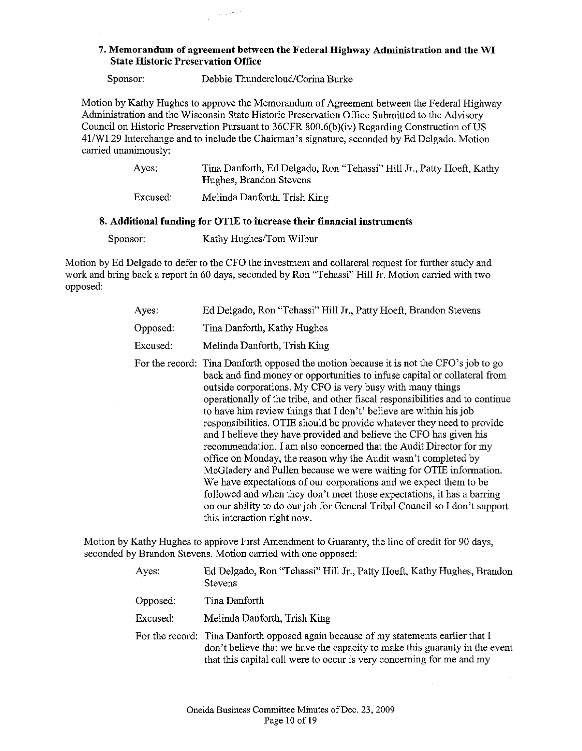### 7. Memorandum of agreement between the Federal Highway Administration and the WI State Historic Preservation Office

Sponsor: Debbie Thundercloud/Corina Burke

Motion by Kathy Hughes to approve the Memorandum of Agreement between the Federal Highway Administration and the Wisconsin State Historic Preservation Office Submitted to the Advisory Council on Historic Preservation Pursuant to 36CFR 800.6(b)(iv) Regarding Construction of US 41/WI 29 Interchange and to include the Chairman's signature, seconded by Ed Delgado. Motion carried unanimously:

Ayes: Tina Danforth, Ed Delgado, Ron "Tehassi" Hill Jr., Patty Hoeft, Kathy Hughes, Brandon Stevens

Excused: Melinda Danforth, Trish King

### 8. Additional funding for OTIE to increase their financial instruments

Sponsor: Kathy Hughes/Tom Wilbur

Motion by Ed Delgado to defer to the CFO the investment and collateral request for further study and work and bring back a report in 60 days, seconded by Ron "Tehassi" Hill Jr. Motion carried with two opposed:

Ayes: Ed Delgado, Ron "Tehassi" Hill Jr., Patty Hoeft, Brandon Stevens

Opposed: Tina Danforth, Kathy Hughes

Excused: Melinda Danforth, Trish King

For the record: Tina Danforth opposed the motion because it is not the CFO's job to go back and find money or opportunities to infuse capital or collateral from outside corporations. My CFO is very busy with many things operationally of the tribe, and other fiscal responsibilities and to continue to have him review things that I don't' believe are within his job responsibilities. OTIE should be provide whatever they need to provide and I believe they have provided and believe the CFO has given his recommendation. I am also concerned that the Audit Director for my office on Monday, the reason why the Audit wasn't completed by McGladery and Pullen because we were waiting for OTIE information. We have expectations of our corporations and we expect them to be followed and when they don't meet those expectations, it has a barring on our ability to do our job for General Tribal Council so I don't support this interaction right now.

Motion by Kathy Hughes to approve First Amendment to Guaranty, the line of credit for 90 days, seconded by Brandon Stevens. Motion carried with one opposed:

Ayes: Ed Delgado, Ron "Tehassi" Hill Jr., Patty Hoeft, Kathy Hughes, Brandon Stevens

Opposed: Tina Danforth

Excused: Melinda Danforth, Trish King

For the record: Tina Danforth opposed again because of my statements earlier that I don't believe that we have the capacity to make this guaranty in the event that this capital call were to occur is very concerning for me and my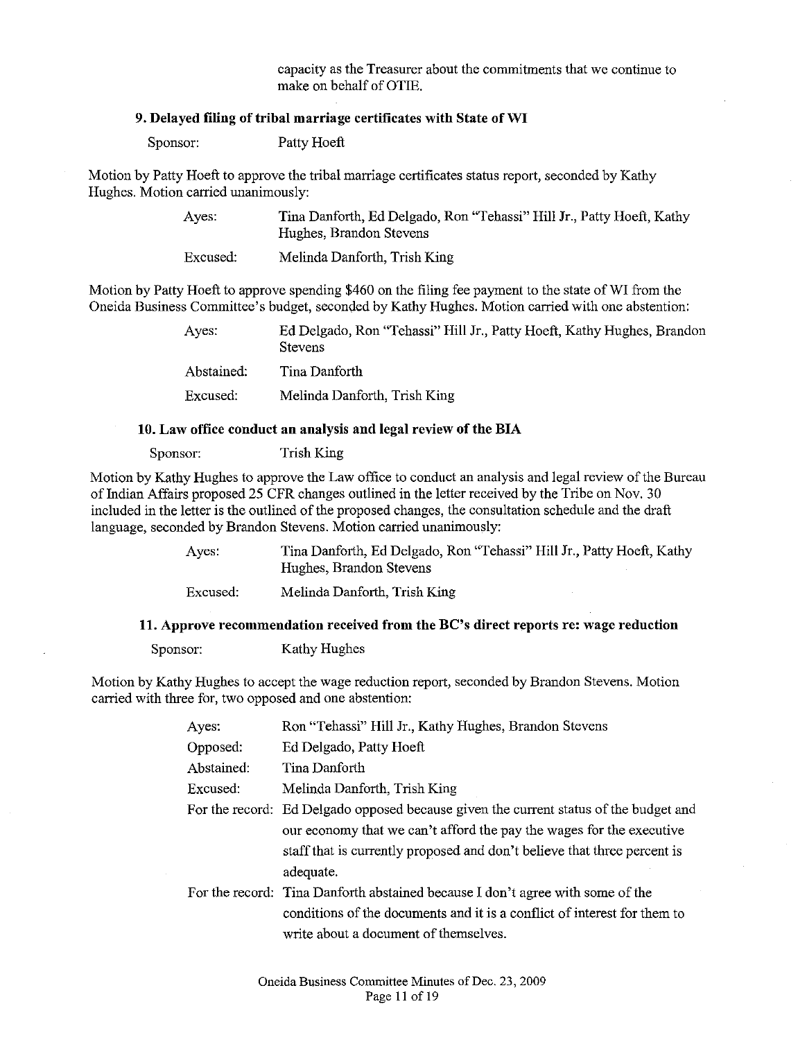capacity as the Treasurer about the commitments that we continue to make on behalf of OTIE.

### 9. Delayed filing of tribal marriage certificates with State of WI

Sponsor: Patty Hoeft

Motion by Patty Hoeft to approve the tribal marriage certificates status report, seconded by Kathy Hughes. Motion carried unanimously:

| | |
|---|---|
| Ayes: | Tina Danforth, Ed Delgado, Ron "Tehassi" Hill Jr., Patty Hoeft, Kathy Hughes, Brandon Stevens |
| Excused: | Melinda Danforth, Trish King |

Motion by Patty Hoeft to approve spending $460 on the filing fee payment to the state of WI from the Oneida Business Committee's budget, seconded by Kathy Hughes. Motion carried with one abstention:

| | |
|---|---|
| Ayes: | Ed Delgado, Ron "Tehassi" Hill Jr., Patty Hoeft, Kathy Hughes, Brandon Stevens |
| Abstained: | Tina Danforth |
| Excused: | Melinda Danforth, Trish King |

### 10. Law office conduct an analysis and legal review of the BIA

Sponsor: Trish King

Motion by Kathy Hughes to approve the Law office to conduct an analysis and legal review of the Bureau of Indian Affairs proposed 25 CFR changes outlined in the letter received by the Tribe on Nov. 30 included in the letter is the outlined of the proposed changes, the consultation schedule and the draft language, seconded by Brandon Stevens. Motion carried unanimously:

| | |
|---|---|
| Ayes: | Tina Danforth, Ed Delgado, Ron "Tehassi" Hill Jr., Patty Hoeft, Kathy Hughes, Brandon Stevens |
| Excused: | Melinda Danforth, Trish King |

### 11. Approve recommendation received from the BC's direct reports re: wage reduction

Sponsor: Kathy Hughes

Motion by Kathy Hughes to accept the wage reduction report, seconded by Brandon Stevens. Motion carried with three for, two opposed and one abstention:

| | |
|---|---|
| Ayes: | Ron "Tehassi" Hill Jr., Kathy Hughes, Brandon Stevens |
| Opposed: | Ed Delgado, Patty Hoeft |
| Abstained: | Tina Danforth |
| Excused: | Melinda Danforth, Trish King |
| For the record: | Ed Delgado opposed because given the current status of the budget and our economy that we can't afford the pay the wages for the executive staff that is currently proposed and don't believe that three percent is adequate. |
| For the record: | Tina Danforth abstained because I don't agree with some of the conditions of the documents and it is a conflict of interest for them to write about a document of themselves. |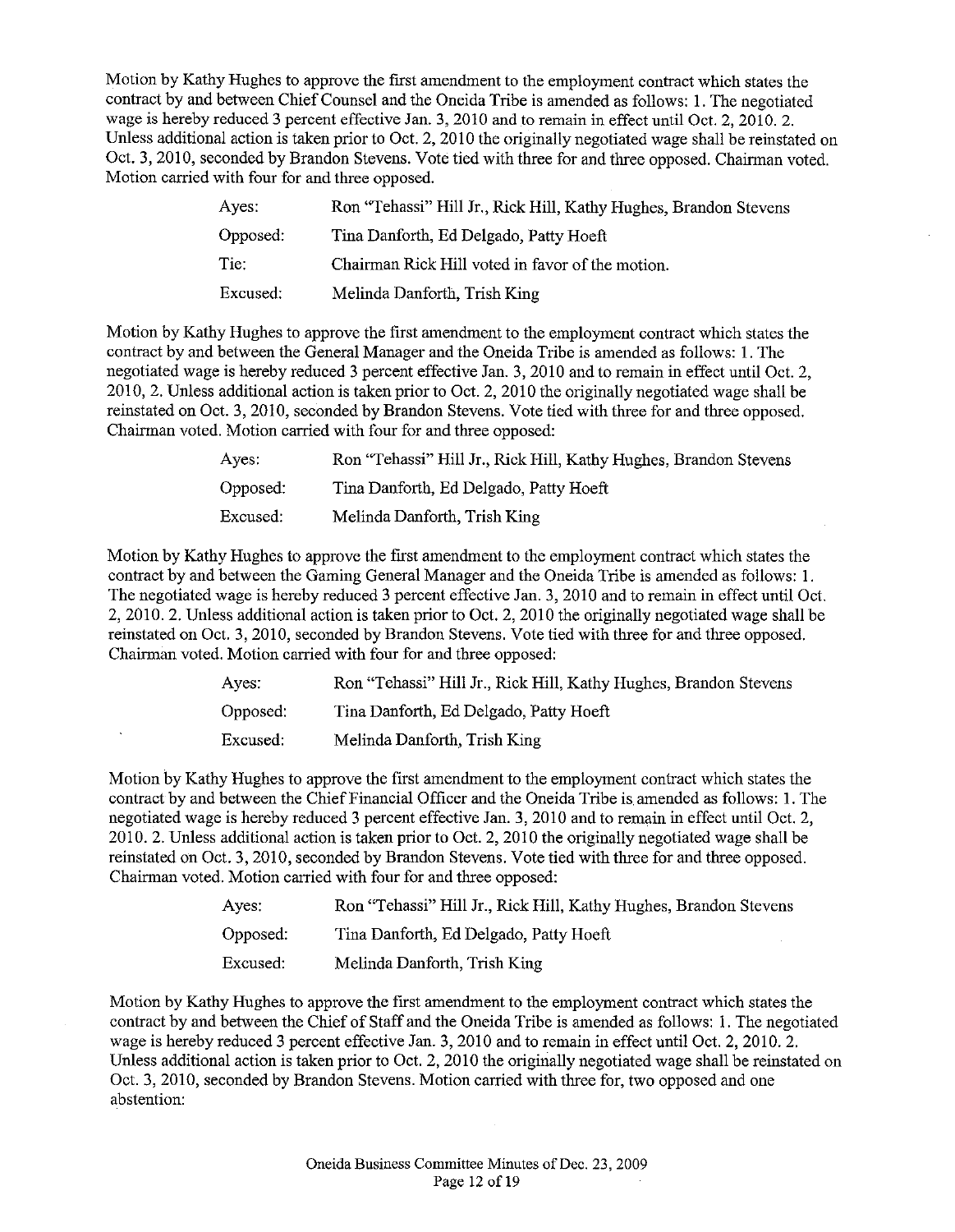Motion by Kathy Hughes to approve the first amendment to the employment contract which states the contract by and between Chief Counsel and the Oneida Tribe is amended as follows: 1. The negotiated wage is hereby reduced 3 percent effective Jan. 3, 2010 and to remain in effect until Oct. 2, 2010. 2. Unless additional action is taken prior to Oct. 2, 2010 the originally negotiated wage shall be reinstated on Oct. 3, 2010, seconded by Brandon Stevens. Vote tied with three for and three opposed. Chairman voted. Motion carried with four for and three opposed.

| | |
|---|---|
| Ayes: | Ron "Tehassi" Hill Jr., Rick Hill, Kathy Hughes, Brandon Stevens |
| Opposed: | Tina Danforth, Ed Delgado, Patty Hoeft |
| Tie: | Chairman Rick Hill voted in favor of the motion. |
| Excused: | Melinda Danforth, Trish King |

Motion by Kathy Hughes to approve the first amendment to the employment contract which states the contract by and between the General Manager and the Oneida Tribe is amended as follows: 1. The negotiated wage is hereby reduced 3 percent effective Jan. 3, 2010 and to remain in effect until Oct. 2, 2010, 2. Unless additional action is taken prior to Oct. 2, 2010 the originally negotiated wage shall be reinstated on Oct. 3, 2010, seconded by Brandon Stevens. Vote tied with three for and three opposed. Chairman voted. Motion carried with four for and three opposed:

| | |
|---|---|
| Ayes: | Ron "Tehassi" Hill Jr., Rick Hill, Kathy Hughes, Brandon Stevens |
| Opposed: | Tina Danforth, Ed Delgado, Patty Hoeft |
| Excused: | Melinda Danforth, Trish King |

Motion by Kathy Hughes to approve the first amendment to the employment contract which states the contract by and between the Gaming General Manager and the Oneida Tribe is amended as follows: 1. The negotiated wage is hereby reduced 3 percent effective Jan. 3, 2010 and to remain in effect until Oct. 2, 2010. 2. Unless additional action is taken prior to Oct. 2, 2010 the originally negotiated wage shall be reinstated on Oct. 3, 2010, seconded by Brandon Stevens. Vote tied with three for and three opposed. Chairman voted. Motion carried with four for and three opposed:

| | |
|---|---|
| Ayes: | Ron "Tehassi" Hill Jr., Rick Hill, Kathy Hughes, Brandon Stevens |
| Opposed: | Tina Danforth, Ed Delgado, Patty Hoeft |
| Excused: | Melinda Danforth, Trish King |

Motion by Kathy Hughes to approve the first amendment to the employment contract which states the contract by and between the Chief Financial Officer and the Oneida Tribe is amended as follows: 1. The negotiated wage is hereby reduced 3 percent effective Jan. 3, 2010 and to remain in effect until Oct. 2, 2010. 2. Unless additional action is taken prior to Oct. 2, 2010 the originally negotiated wage shall be reinstated on Oct. 3, 2010, seconded by Brandon Stevens. Vote tied with three for and three opposed. Chairman voted. Motion carried with four for and three opposed:

| | |
|---|---|
| Ayes: | Ron "Tehassi" Hill Jr., Rick Hill, Kathy Hughes, Brandon Stevens |
| Opposed: | Tina Danforth, Ed Delgado, Patty Hoeft |
| Excused: | Melinda Danforth, Trish King |

Motion by Kathy Hughes to approve the first amendment to the employment contract which states the contract by and between the Chief of Staff and the Oneida Tribe is amended as follows: 1. The negotiated wage is hereby reduced 3 percent effective Jan. 3, 2010 and to remain in effect until Oct. 2, 2010. 2. Unless additional action is taken prior to Oct. 2, 2010 the originally negotiated wage shall be reinstated on Oct. 3, 2010, seconded by Brandon Stevens. Motion carried with three for, two opposed and one abstention: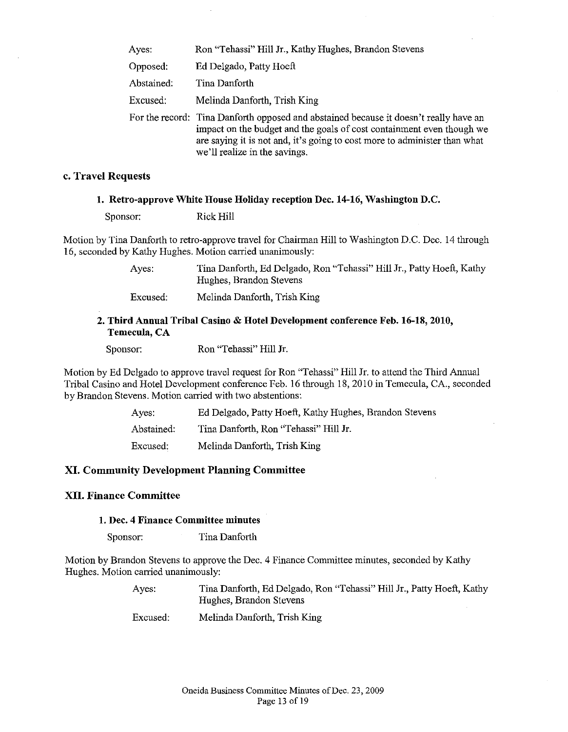Ayes: Ron "Tehassi" Hill Jr., Kathy Hughes, Brandon Stevens

Opposed: Ed Delgado, Patty Hoeft

Abstained: Tina Danforth

Excused: Melinda Danforth, Trish King

For the record: Tina Danforth opposed and abstained because it doesn't really have an impact on the budget and the goals of cost containment even though we are saying it is not and, it's going to cost more to administer than what we'll realize in the savings.

### c. Travel Requests

#### 1. Retro-approve White House Holiday reception Dec. 14-16, Washington D.C.

Sponsor: Rick Hill

Motion by Tina Danforth to retro-approve travel for Chairman Hill to Washington D.C. Dec. 14 through 16, seconded by Kathy Hughes. Motion carried unanimously:

Ayes: Tina Danforth, Ed Delgado, Ron "Tehassi" Hill Jr., Patty Hoeft, Kathy Hughes, Brandon Stevens

Excused: Melinda Danforth, Trish King

#### 2. Third Annual Tribal Casino & Hotel Development conference Feb. 16-18, 2010, Temecula, CA

Sponsor: Ron "Tehassi" Hill Jr.

Motion by Ed Delgado to approve travel request for Ron "Tehassi" Hill Jr. to attend the Third Annual Tribal Casino and Hotel Development conference Feb. 16 through 18, 2010 in Temecula, CA., seconded by Brandon Stevens. Motion carried with two abstentions:

Ayes: Ed Delgado, Patty Hoeft, Kathy Hughes, Brandon Stevens

Abstained: Tina Danforth, Ron "Tehassi" Hill Jr.

Excused: Melinda Danforth, Trish King

## XI. Community Development Planning Committee

## XII. Finance Committee

#### 1. Dec. 4 Finance Committee minutes

Sponsor: Tina Danforth

Motion by Brandon Stevens to approve the Dec. 4 Finance Committee minutes, seconded by Kathy Hughes. Motion carried unanimously:

Ayes: Tina Danforth, Ed Delgado, Ron "Tehassi" Hill Jr., Patty Hoeft, Kathy Hughes, Brandon Stevens

Excused: Melinda Danforth, Trish King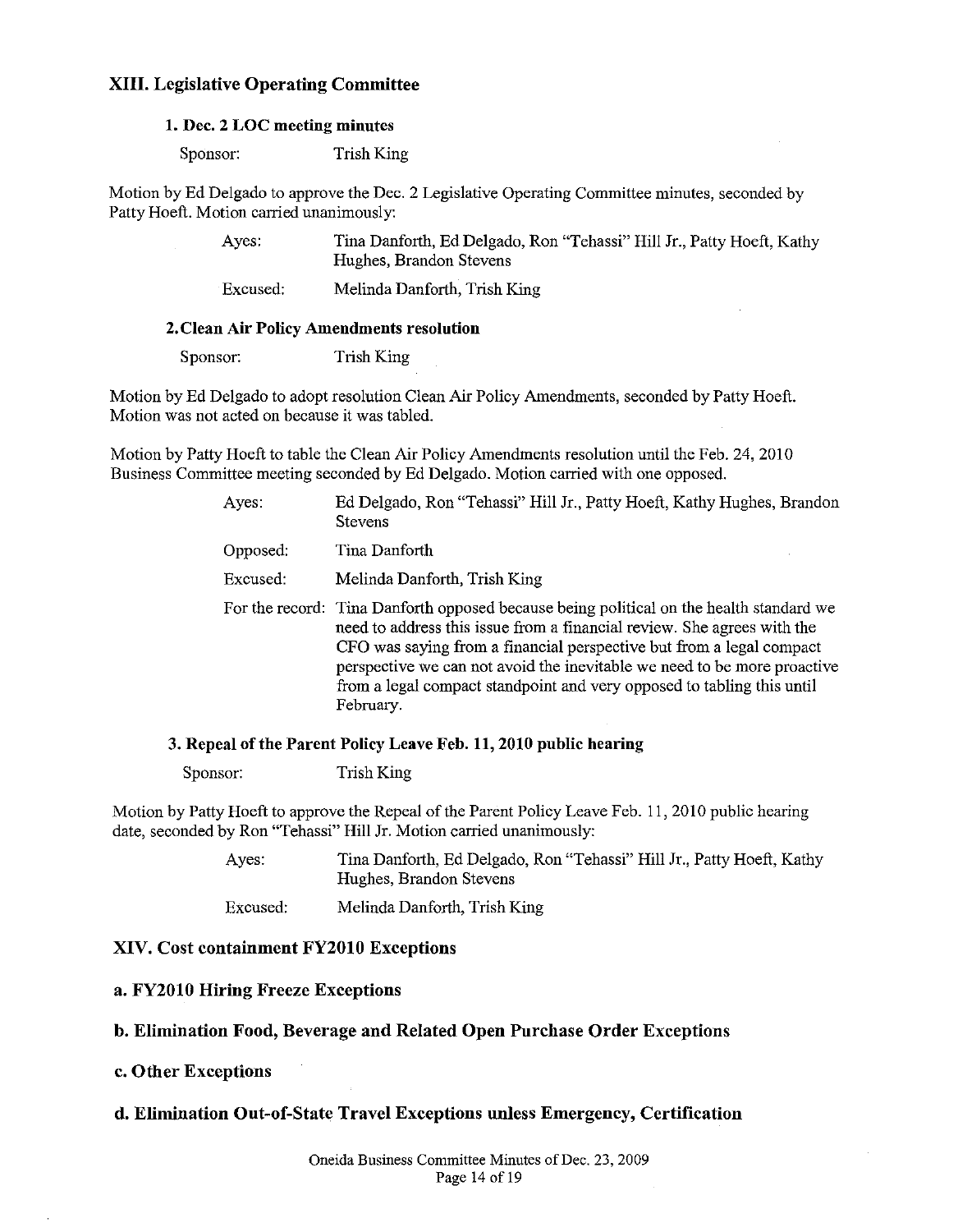## XIII. Legislative Operating Committee

### 1. Dec. 2 LOC meeting minutes

Sponsor: Trish King

Motion by Ed Delgado to approve the Dec. 2 Legislative Operating Committee minutes, seconded by Patty Hoeft. Motion carried unanimously:

| | |
|---|---|
| Ayes: | Tina Danforth, Ed Delgado, Ron "Tehassi" Hill Jr., Patty Hoeft, Kathy Hughes, Brandon Stevens |
| Excused: | Melinda Danforth, Trish King |

### 2. Clean Air Policy Amendments resolution

Sponsor: Trish King

Motion by Ed Delgado to adopt resolution Clean Air Policy Amendments, seconded by Patty Hoeft. Motion was not acted on because it was tabled.

Motion by Patty Hoeft to table the Clean Air Policy Amendments resolution until the Feb. 24, 2010 Business Committee meeting seconded by Ed Delgado. Motion carried with one opposed.

| | |
|---|---|
| Ayes: | Ed Delgado, Ron "Tehassi" Hill Jr., Patty Hoeft, Kathy Hughes, Brandon Stevens |
| Opposed: | Tina Danforth |
| Excused: | Melinda Danforth, Trish King |
| For the record: | Tina Danforth opposed because being political on the health standard we need to address this issue from a financial review. She agrees with the CFO was saying from a financial perspective but from a legal compact perspective we can not avoid the inevitable we need to be more proactive from a legal compact standpoint and very opposed to tabling this until February. |

### 3. Repeal of the Parent Policy Leave Feb. 11, 2010 public hearing

Sponsor: Trish King

Motion by Patty Hoeft to approve the Repeal of the Parent Policy Leave Feb. 11, 2010 public hearing date, seconded by Ron "Tehassi" Hill Jr. Motion carried unanimously:

| | |
|---|---|
| Ayes: | Tina Danforth, Ed Delgado, Ron "Tehassi" Hill Jr., Patty Hoeft, Kathy Hughes, Brandon Stevens |
| Excused: | Melinda Danforth, Trish King |

## XIV. Cost containment FY2010 Exceptions

### a. FY2010 Hiring Freeze Exceptions

### b. Elimination Food, Beverage and Related Open Purchase Order Exceptions

### c. Other Exceptions

### d. Elimination Out-of-State Travel Exceptions unless Emergency, Certification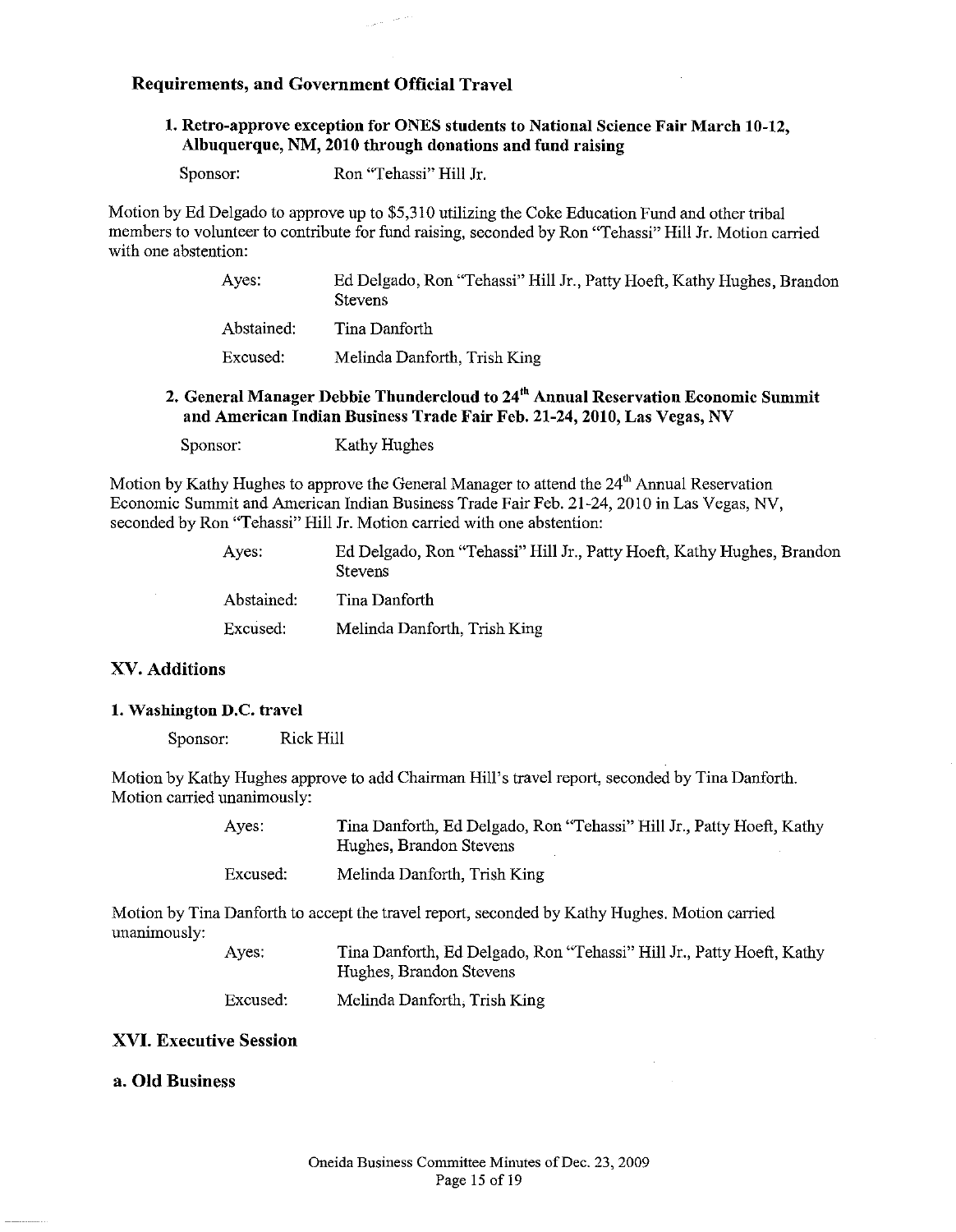### Requirements, and Government Official Travel

#### 1. Retro-approve exception for ONES students to National Science Fair March 10-12, Albuquerque, NM, 2010 through donations and fund raising

Sponsor: Ron "Tehassi" Hill Jr.

Motion by Ed Delgado to approve up to $5,310 utilizing the Coke Education Fund and other tribal members to volunteer to contribute for fund raising, seconded by Ron "Tehassi" Hill Jr. Motion carried with one abstention:

| | |
|---|---|
| Ayes: | Ed Delgado, Ron "Tehassi" Hill Jr., Patty Hoeft, Kathy Hughes, Brandon Stevens |
| Abstained: | Tina Danforth |
| Excused: | Melinda Danforth, Trish King |

#### 2. General Manager Debbie Thundercloud to 24th Annual Reservation Economic Summit and American Indian Business Trade Fair Feb. 21-24, 2010, Las Vegas, NV

Sponsor: Kathy Hughes

Motion by Kathy Hughes to approve the General Manager to attend the 24th Annual Reservation Economic Summit and American Indian Business Trade Fair Feb. 21-24, 2010 in Las Vegas, NV, seconded by Ron "Tehassi" Hill Jr. Motion carried with one abstention:

| | |
|---|---|
| Ayes: | Ed Delgado, Ron "Tehassi" Hill Jr., Patty Hoeft, Kathy Hughes, Brandon Stevens |
| Abstained: | Tina Danforth |
| Excused: | Melinda Danforth, Trish King |

## XV. Additions

### 1. Washington D.C. travel

Sponsor: Rick Hill

Motion by Kathy Hughes approve to add Chairman Hill's travel report, seconded by Tina Danforth. Motion carried unanimously:

| | |
|---|---|
| Ayes: | Tina Danforth, Ed Delgado, Ron "Tehassi" Hill Jr., Patty Hoeft, Kathy Hughes, Brandon Stevens |
| Excused: | Melinda Danforth, Trish King |

Motion by Tina Danforth to accept the travel report, seconded by Kathy Hughes. Motion carried unanimously:

| | |
|---|---|
| Ayes: | Tina Danforth, Ed Delgado, Ron "Tehassi" Hill Jr., Patty Hoeft, Kathy Hughes, Brandon Stevens |
| Excused: | Melinda Danforth, Trish King |

## XVI. Executive Session

### a. Old Business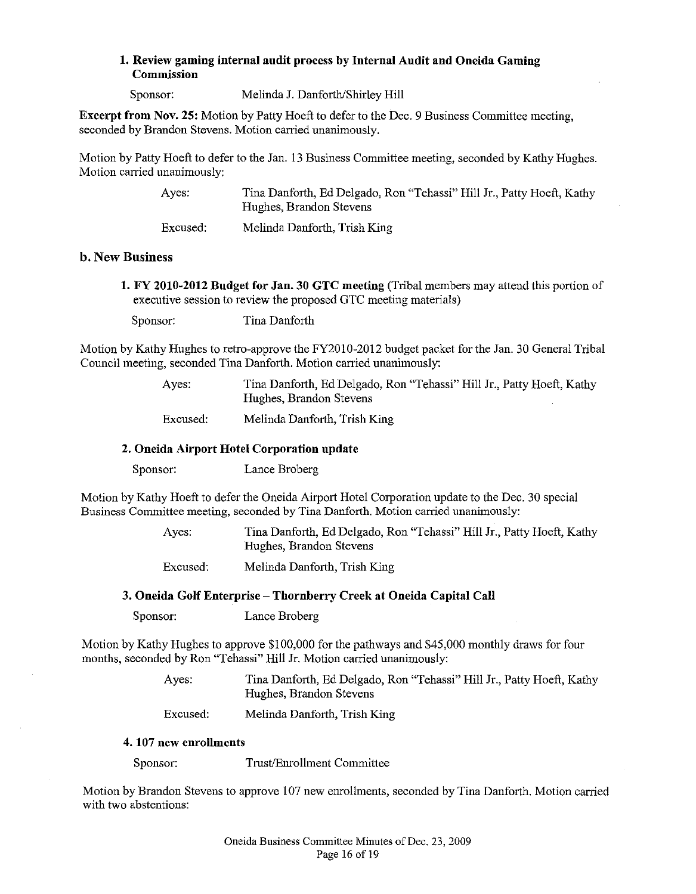### 1. Review gaming internal audit process by Internal Audit and Oneida Gaming Commission

Sponsor: Melinda J. Danforth/Shirley Hill

**Excerpt from Nov. 25:** Motion by Patty Hoeft to defer to the Dec. 9 Business Committee meeting, seconded by Brandon Stevens. Motion carried unanimously.

Motion by Patty Hoeft to defer to the Jan. 13 Business Committee meeting, seconded by Kathy Hughes. Motion carried unanimously:

Ayes: Tina Danforth, Ed Delgado, Ron "Tehassi" Hill Jr., Patty Hoeft, Kathy Hughes, Brandon Stevens

Excused: Melinda Danforth, Trish King

## b. New Business

### 1. FY 2010-2012 Budget for Jan. 30 GTC meeting (Tribal members may attend this portion of executive session to review the proposed GTC meeting materials)

Sponsor: Tina Danforth

Motion by Kathy Hughes to retro-approve the FY2010-2012 budget packet for the Jan. 30 General Tribal Council meeting, seconded Tina Danforth. Motion carried unanimously:

Ayes: Tina Danforth, Ed Delgado, Ron "Tehassi" Hill Jr., Patty Hoeft, Kathy Hughes, Brandon Stevens

Excused: Melinda Danforth, Trish King

### 2. Oneida Airport Hotel Corporation update

Sponsor: Lance Broberg

Motion by Kathy Hoeft to defer the Oneida Airport Hotel Corporation update to the Dec. 30 special Business Committee meeting, seconded by Tina Danforth. Motion carried unanimously:

Ayes: Tina Danforth, Ed Delgado, Ron "Tehassi" Hill Jr., Patty Hoeft, Kathy Hughes, Brandon Stevens

Excused: Melinda Danforth, Trish King

### 3. Oneida Golf Enterprise – Thornberry Creek at Oneida Capital Call

Sponsor: Lance Broberg

Motion by Kathy Hughes to approve $100,000 for the pathways and $45,000 monthly draws for four months, seconded by Ron "Tehassi" Hill Jr. Motion carried unanimously:

Ayes: Tina Danforth, Ed Delgado, Ron "Tehassi" Hill Jr., Patty Hoeft, Kathy Hughes, Brandon Stevens

Excused: Melinda Danforth, Trish King

### 4. 107 new enrollments

Sponsor: Trust/Enrollment Committee

Motion by Brandon Stevens to approve 107 new enrollments, seconded by Tina Danforth. Motion carried with two abstentions: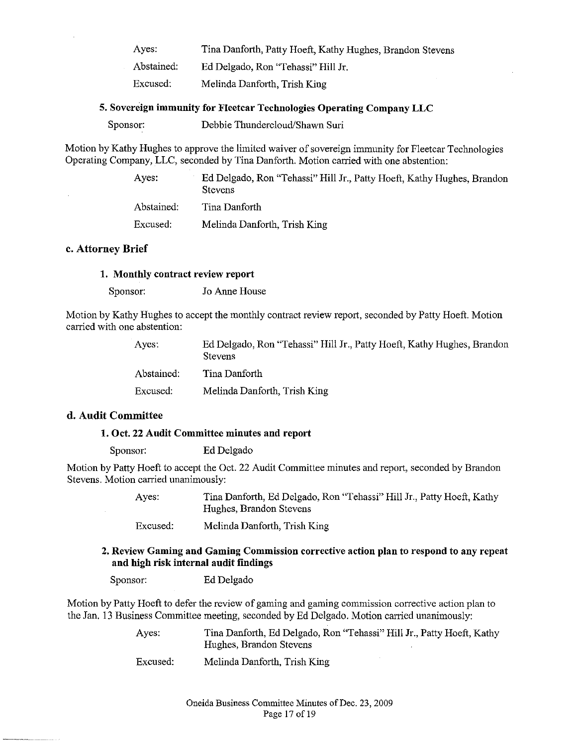Ayes: Tina Danforth, Patty Hoeft, Kathy Hughes, Brandon Stevens

Abstained: Ed Delgado, Ron "Tehassi" Hill Jr.

Excused: Melinda Danforth, Trish King

### 5. Sovereign immunity for Fleetcar Technologies Operating Company LLC

Sponsor: Debbie Thundercloud/Shawn Suri

Motion by Kathy Hughes to approve the limited waiver of sovereign immunity for Fleetcar Technologies Operating Company, LLC, seconded by Tina Danforth. Motion carried with one abstention:

Ayes: Ed Delgado, Ron "Tehassi" Hill Jr., Patty Hoeft, Kathy Hughes, Brandon Stevens

Abstained: Tina Danforth

Excused: Melinda Danforth, Trish King

## c. Attorney Brief

### 1. Monthly contract review report

Sponsor: Jo Anne House

Motion by Kathy Hughes to accept the monthly contract review report, seconded by Patty Hoeft. Motion carried with one abstention:

Ayes: Ed Delgado, Ron "Tehassi" Hill Jr., Patty Hoeft, Kathy Hughes, Brandon Stevens

Abstained: Tina Danforth

Excused: Melinda Danforth, Trish King

## d. Audit Committee

### 1. Oct. 22 Audit Committee minutes and report

Sponsor: Ed Delgado

Motion by Patty Hoeft to accept the Oct. 22 Audit Committee minutes and report, seconded by Brandon Stevens. Motion carried unanimously:

Ayes: Tina Danforth, Ed Delgado, Ron "Tehassi" Hill Jr., Patty Hoeft, Kathy Hughes, Brandon Stevens

Excused: Melinda Danforth, Trish King

### 2. Review Gaming and Gaming Commission corrective action plan to respond to any repeat and high risk internal audit findings

Sponsor: Ed Delgado

Motion by Patty Hoeft to defer the review of gaming and gaming commission corrective action plan to the Jan. 13 Business Committee meeting, seconded by Ed Delgado. Motion carried unanimously:

Ayes: Tina Danforth, Ed Delgado, Ron "Tehassi" Hill Jr., Patty Hoeft, Kathy Hughes, Brandon Stevens

Excused: Melinda Danforth, Trish King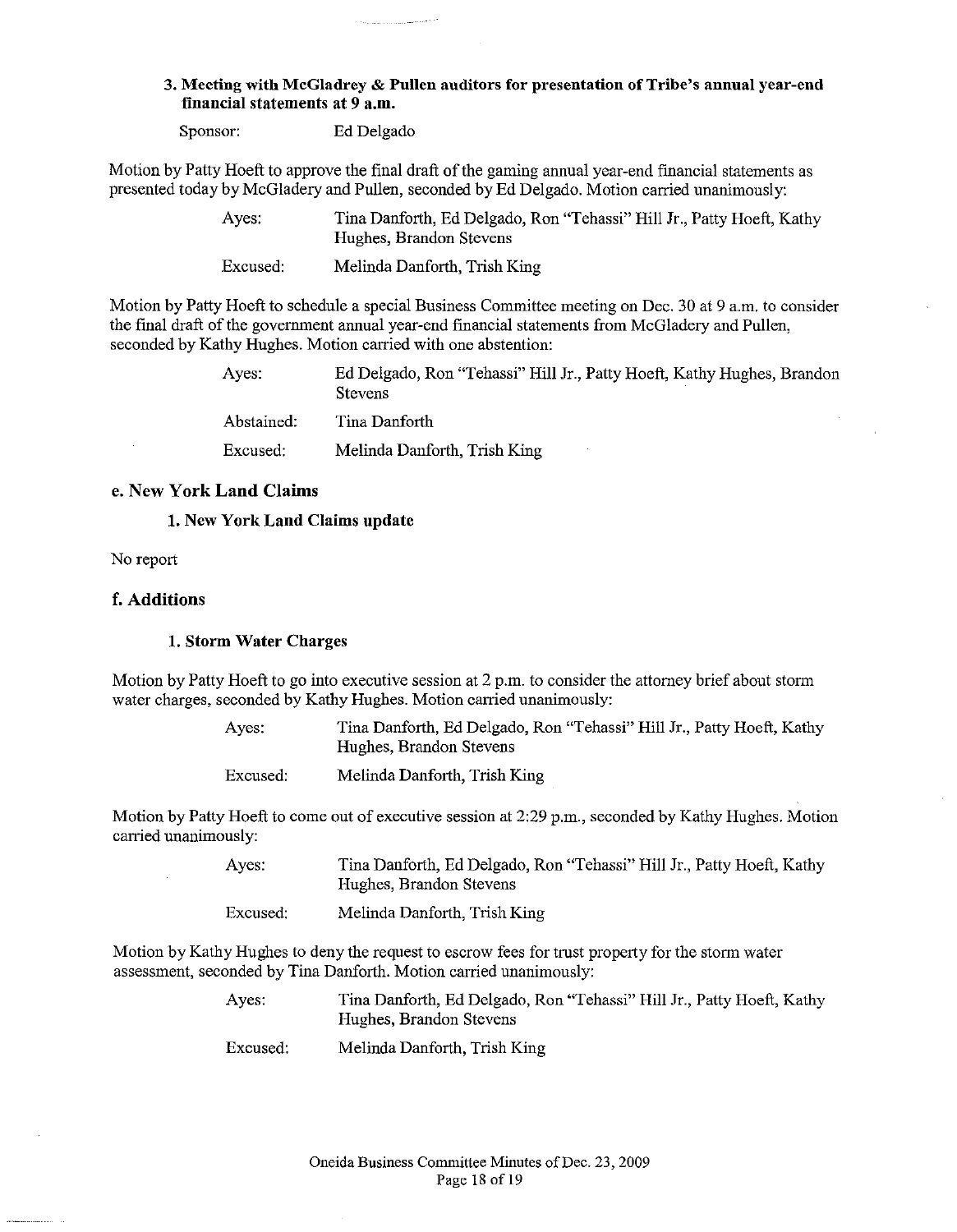**3. Meeting with McGladrey & Pullen auditors for presentation of Tribe's annual year-end financial statements at 9 a.m.**

Sponsor: Ed Delgado

Motion by Patty Hoeft to approve the final draft of the gaming annual year-end financial statements as presented today by McGladery and Pullen, seconded by Ed Delgado. Motion carried unanimously:

Ayes: Tina Danforth, Ed Delgado, Ron "Tehassi" Hill Jr., Patty Hoeft, Kathy Hughes, Brandon Stevens

Excused: Melinda Danforth, Trish King

Motion by Patty Hoeft to schedule a special Business Committee meeting on Dec. 30 at 9 a.m. to consider the final draft of the government annual year-end financial statements from McGladery and Pullen, seconded by Kathy Hughes. Motion carried with one abstention:

Ayes: Ed Delgado, Ron "Tehassi" Hill Jr., Patty Hoeft, Kathy Hughes, Brandon Stevens

Abstained: Tina Danforth

Excused: Melinda Danforth, Trish King

## e. New York Land Claims

**1. New York Land Claims update**

No report

## f. Additions

**1. Storm Water Charges**

Motion by Patty Hoeft to go into executive session at 2 p.m. to consider the attorney brief about storm water charges, seconded by Kathy Hughes. Motion carried unanimously:

Ayes: Tina Danforth, Ed Delgado, Ron "Tehassi" Hill Jr., Patty Hoeft, Kathy Hughes, Brandon Stevens

Excused: Melinda Danforth, Trish King

Motion by Patty Hoeft to come out of executive session at 2:29 p.m., seconded by Kathy Hughes. Motion carried unanimously:

Ayes: Tina Danforth, Ed Delgado, Ron "Tehassi" Hill Jr., Patty Hoeft, Kathy Hughes, Brandon Stevens

Excused: Melinda Danforth, Trish King

Motion by Kathy Hughes to deny the request to escrow fees for trust property for the storm water assessment, seconded by Tina Danforth. Motion carried unanimously:

Ayes: Tina Danforth, Ed Delgado, Ron "Tehassi" Hill Jr., Patty Hoeft, Kathy Hughes, Brandon Stevens

Excused: Melinda Danforth, Trish King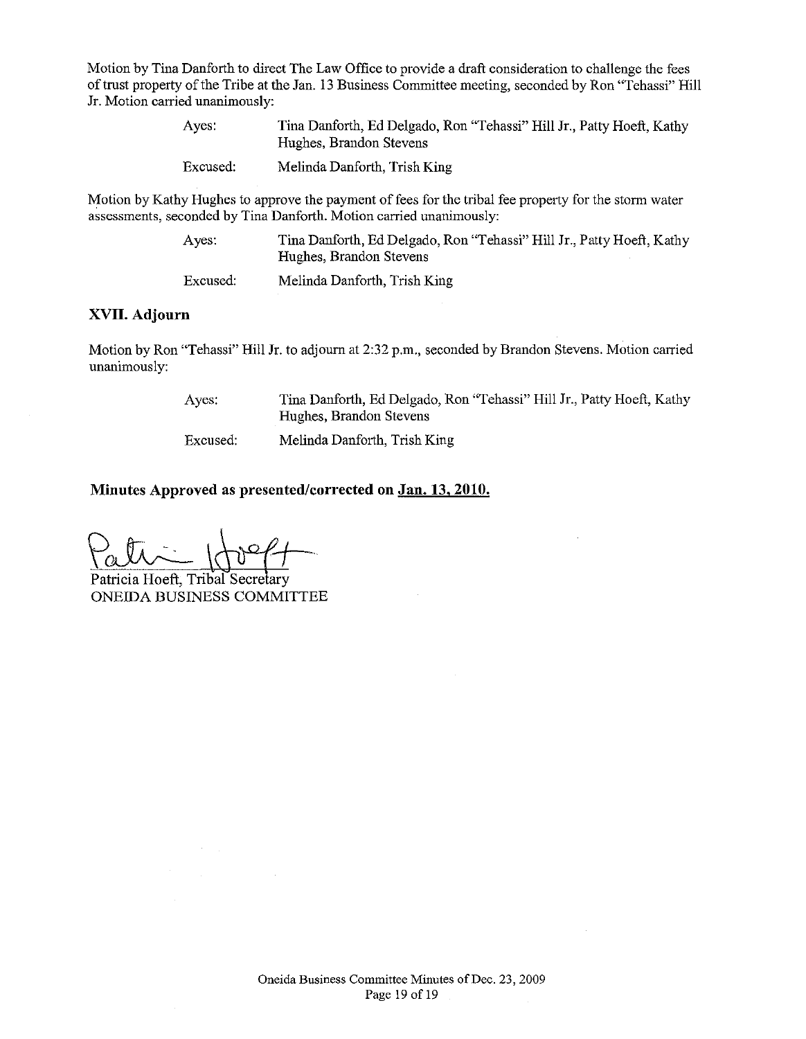Motion by Tina Danforth to direct The Law Office to provide a draft consideration to challenge the fees of trust property of the Tribe at the Jan. 13 Business Committee meeting, seconded by Ron "Tehassi" Hill Jr. Motion carried unanimously:

| | |
|---|---|
| Ayes: | Tina Danforth, Ed Delgado, Ron "Tehassi" Hill Jr., Patty Hoeft, Kathy Hughes, Brandon Stevens |
| Excused: | Melinda Danforth, Trish King |

Motion by Kathy Hughes to approve the payment of fees for the tribal fee property for the storm water assessments, seconded by Tina Danforth. Motion carried unanimously:

| | |
|---|---|
| Ayes: | Tina Danforth, Ed Delgado, Ron "Tehassi" Hill Jr., Patty Hoeft, Kathy Hughes, Brandon Stevens |
| Excused: | Melinda Danforth, Trish King |

## XVII. Adjourn

Motion by Ron "Tehassi" Hill Jr. to adjourn at 2:32 p.m., seconded by Brandon Stevens. Motion carried unanimously:

| | |
|---|---|
| Ayes: | Tina Danforth, Ed Delgado, Ron "Tehassi" Hill Jr., Patty Hoeft, Kathy Hughes, Brandon Stevens |
| Excused: | Melinda Danforth, Trish King |

**Minutes Approved as presented/corrected on <u>Jan. 13, 2010.</u>**

Patricia Hoeft, Tribal Secretary
ONEIDA BUSINESS COMMITTEE